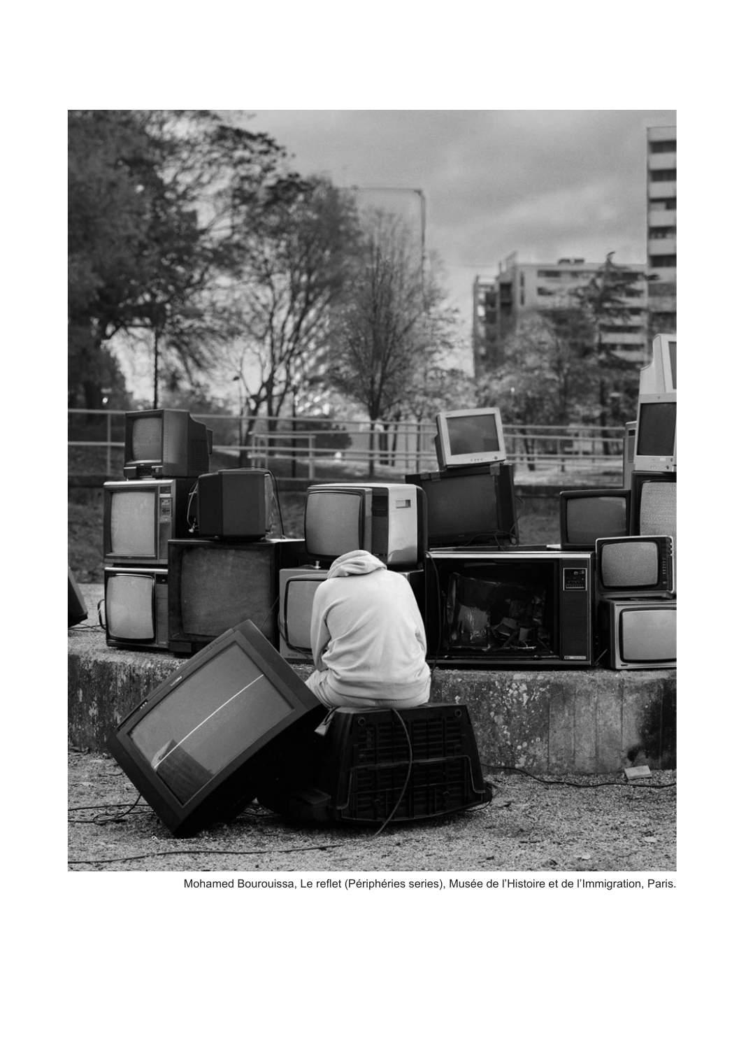Mohamed Bourouissa, Le reflet (Périphéries series), Musée de l'Histoire et de l'Immigration, Paris.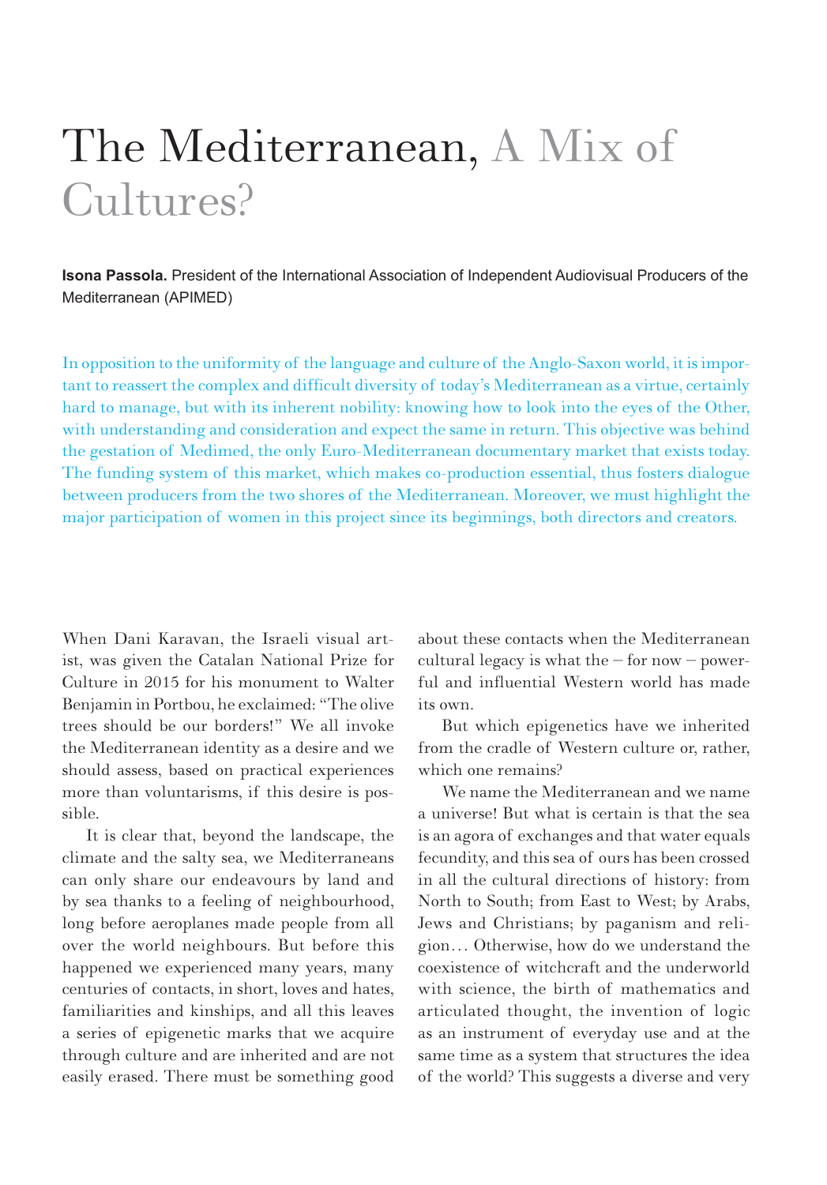# The Mediterranean, A Mix of Cultures?

**Isona Passola.** President of the International Association of Independent Audiovisual Producers of the Mediterranean (APIMED)

In opposition to the uniformity of the language and culture of the Anglo-Saxon world, it is important to reassert the complex and difficult diversity of today's Mediterranean as a virtue, certainly hard to manage, but with its inherent nobility: knowing how to look into the eyes of the Other, with understanding and consideration and expect the same in return. This objective was behind the gestation of Medimed, the only Euro-Mediterranean documentary market that exists today. The funding system of this market, which makes co-production essential, thus fosters dialogue between producers from the two shores of the Mediterranean. Moreover, we must highlight the major participation of women in this project since its beginnings, both directors and creators.

When Dani Karavan, the Israeli visual artist, was given the Catalan National Prize for Culture in 2015 for his monument to Walter Benjamin in Portbou, he exclaimed: "The olive trees should be our borders!" We all invoke the Mediterranean identity as a desire and we should assess, based on practical experiences more than voluntarisms, if this desire is possible.

It is clear that, beyond the landscape, the climate and the salty sea, we Mediterraneans can only share our endeavours by land and by sea thanks to a feeling of neighbourhood, long before aeroplanes made people from all over the world neighbours. But before this happened we experienced many years, many centuries of contacts, in short, loves and hates, familiarities and kinships, and all this leaves a series of epigenetic marks that we acquire through culture and are inherited and are not easily erased. There must be something good about these contacts when the Mediterranean cultural legacy is what the – for now – powerful and influential Western world has made its own.

But which epigenetics have we inherited from the cradle of Western culture or, rather, which one remains?

We name the Mediterranean and we name a universe! But what is certain is that the sea is an agora of exchanges and that water equals fecundity, and this sea of ours has been crossed in all the cultural directions of history: from North to South; from East to West; by Arabs, Jews and Christians; by paganism and religion… Otherwise, how do we understand the coexistence of witchcraft and the underworld with science, the birth of mathematics and articulated thought, the invention of logic as an instrument of everyday use and at the same time as a system that structures the idea of the world? This suggests a diverse and very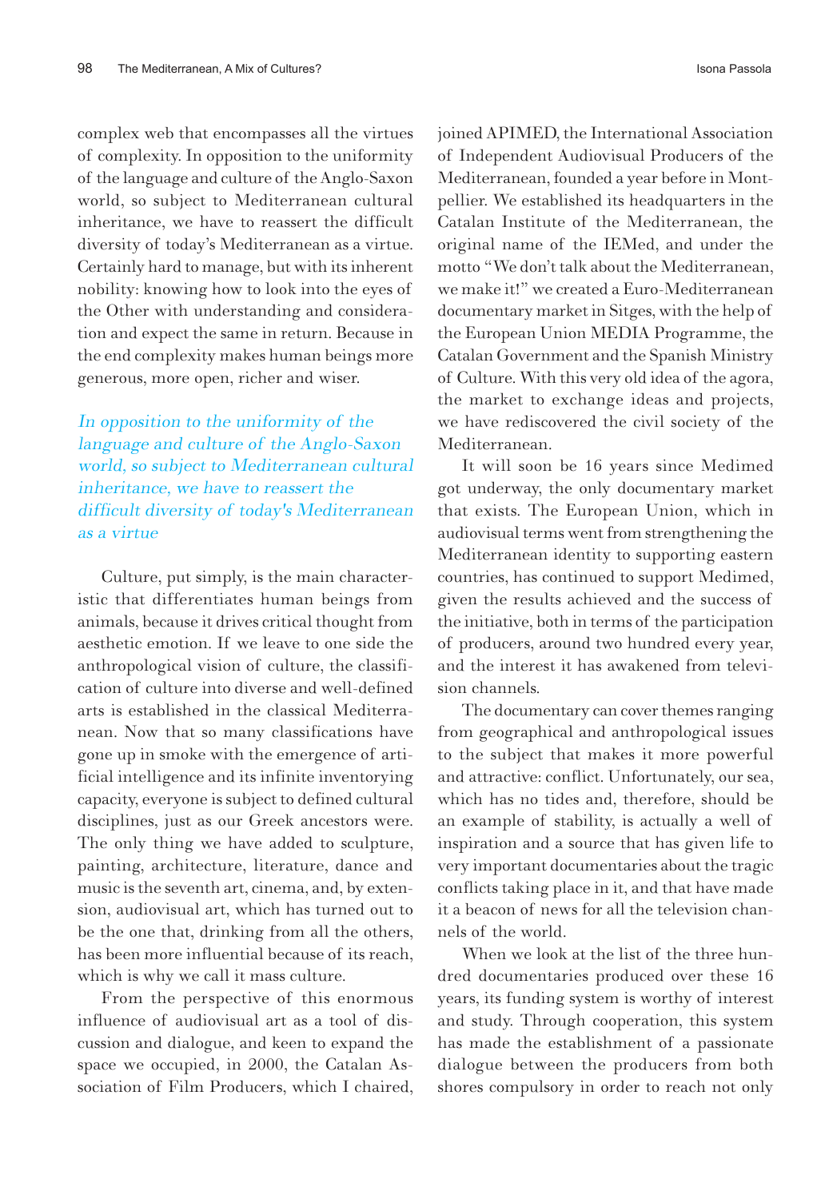complex web that encompasses all the virtues of complexity. In opposition to the uniformity of the language and culture of the Anglo-Saxon world, so subject to Mediterranean cultural inheritance, we have to reassert the difficult diversity of today's Mediterranean as a virtue. Certainly hard to manage, but with its inherent nobility: knowing how to look into the eyes of the Other with understanding and consideration and expect the same in return. Because in the end complexity makes human beings more generous, more open, richer and wiser.

*In opposition to the uniformity of the language and culture of the Anglo-Saxon world, so subject to Mediterranean cultural inheritance, we have to reassert the difficult diversity of today's Mediterranean as a virtue*

Culture, put simply, is the main characteristic that differentiates human beings from animals, because it drives critical thought from aesthetic emotion. If we leave to one side the anthropological vision of culture, the classification of culture into diverse and well-defined arts is established in the classical Mediterranean. Now that so many classifications have gone up in smoke with the emergence of artificial intelligence and its infinite inventorying capacity, everyone is subject to defined cultural disciplines, just as our Greek ancestors were. The only thing we have added to sculpture, painting, architecture, literature, dance and music is the seventh art, cinema, and, by extension, audiovisual art, which has turned out to be the one that, drinking from all the others, has been more influential because of its reach, which is why we call it mass culture.

From the perspective of this enormous influence of audiovisual art as a tool of discussion and dialogue, and keen to expand the space we occupied, in 2000, the Catalan Association of Film Producers, which I chaired, joined APIMED, the International Association of Independent Audiovisual Producers of the Mediterranean, founded a year before in Montpellier. We established its headquarters in the Catalan Institute of the Mediterranean, the original name of the IEMed, and under the motto "We don't talk about the Mediterranean, we make it!" we created a Euro-Mediterranean documentary market in Sitges, with the help of the European Union MEDIA Programme, the Catalan Government and the Spanish Ministry of Culture. With this very old idea of the agora, the market to exchange ideas and projects, we have rediscovered the civil society of the Mediterranean.

It will soon be 16 years since Medimed got underway, the only documentary market that exists. The European Union, which in audiovisual terms went from strengthening the Mediterranean identity to supporting eastern countries, has continued to support Medimed, given the results achieved and the success of the initiative, both in terms of the participation of producers, around two hundred every year, and the interest it has awakened from television channels.

The documentary can cover themes ranging from geographical and anthropological issues to the subject that makes it more powerful and attractive: conflict. Unfortunately, our sea, which has no tides and, therefore, should be an example of stability, is actually a well of inspiration and a source that has given life to very important documentaries about the tragic conflicts taking place in it, and that have made it a beacon of news for all the television channels of the world.

When we look at the list of the three hundred documentaries produced over these 16 years, its funding system is worthy of interest and study. Through cooperation, this system has made the establishment of a passionate dialogue between the producers from both shores compulsory in order to reach not only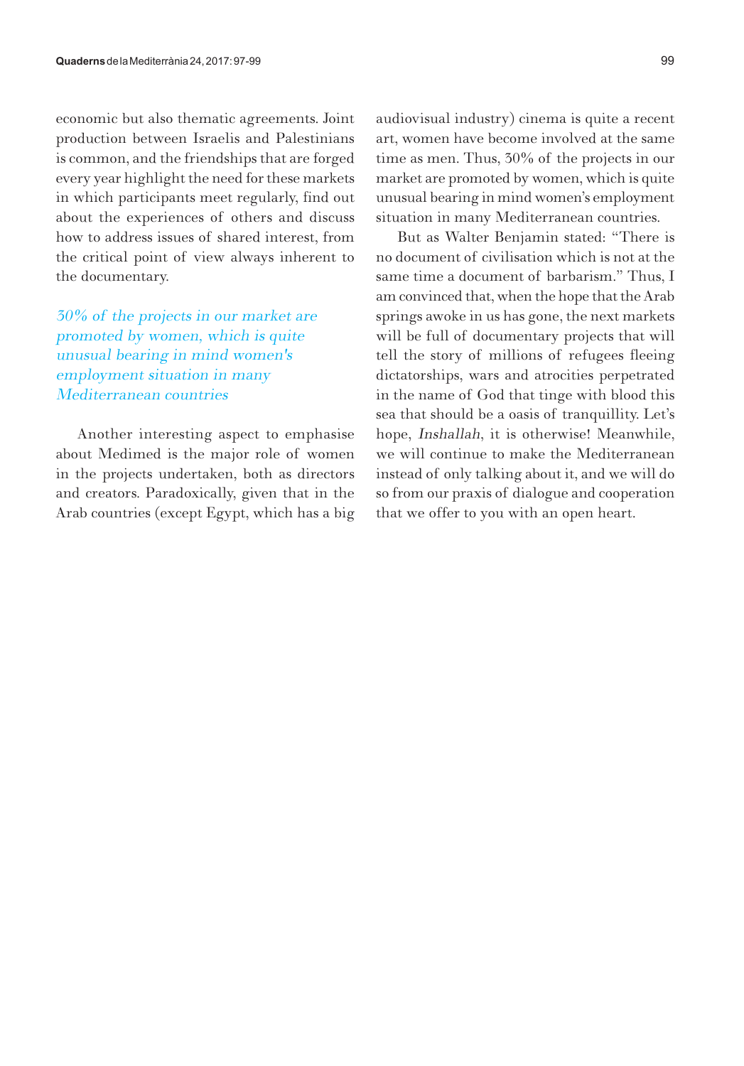economic but also thematic agreements. Joint production between Israelis and Palestinians is common, and the friendships that are forged every year highlight the need for these markets in which participants meet regularly, find out about the experiences of others and discuss how to address issues of shared interest, from the critical point of view always inherent to the documentary.

*30% of the projects in our market are promoted by women, which is quite unusual bearing in mind women's employment situation in many Mediterranean countries*

Another interesting aspect to emphasise about Medimed is the major role of women in the projects undertaken, both as directors and creators. Paradoxically, given that in the Arab countries (except Egypt, which has a big audiovisual industry) cinema is quite a recent art, women have become involved at the same time as men. Thus, 30% of the projects in our market are promoted by women, which is quite unusual bearing in mind women's employment situation in many Mediterranean countries.

But as Walter Benjamin stated: "There is no document of civilisation which is not at the same time a document of barbarism." Thus, I am convinced that, when the hope that the Arab springs awoke in us has gone, the next markets will be full of documentary projects that will tell the story of millions of refugees fleeing dictatorships, wars and atrocities perpetrated in the name of God that tinge with blood this sea that should be a oasis of tranquillity. Let's hope, *Inshallah*, it is otherwise! Meanwhile, we will continue to make the Mediterranean instead of only talking about it, and we will do so from our praxis of dialogue and cooperation that we offer to you with an open heart.